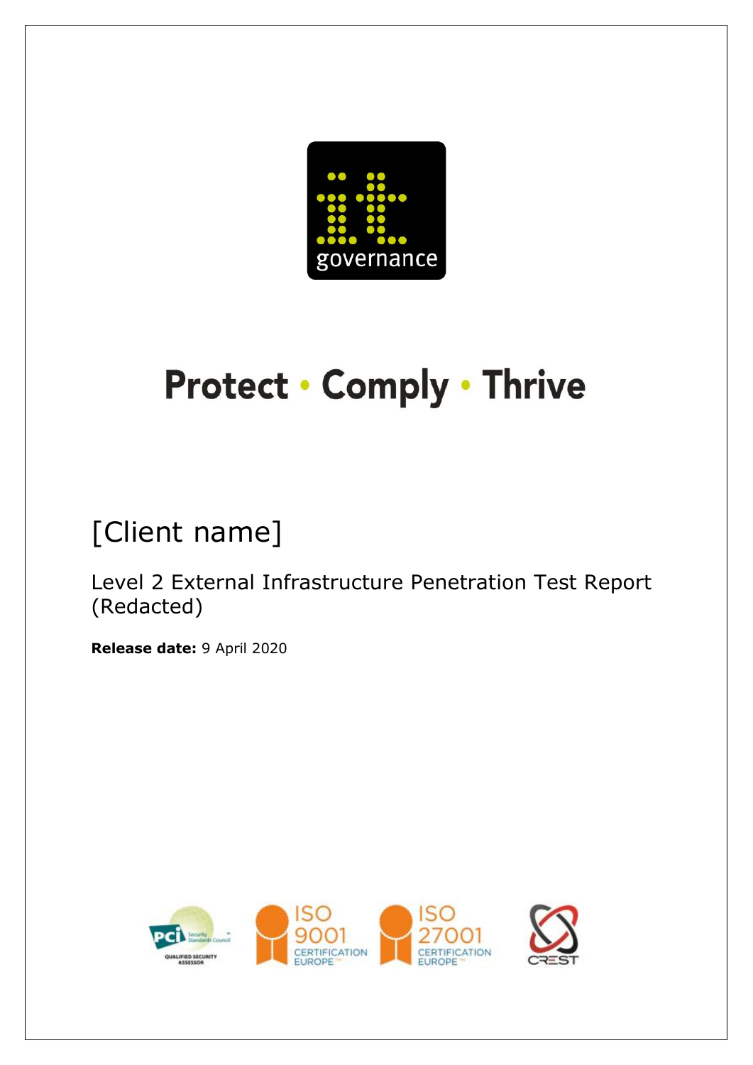Protect · Comply · Thrive

# [Client name]

Level 2 External Infrastructure Penetration Test Report (Redacted)

**Release date:** 9 April 2020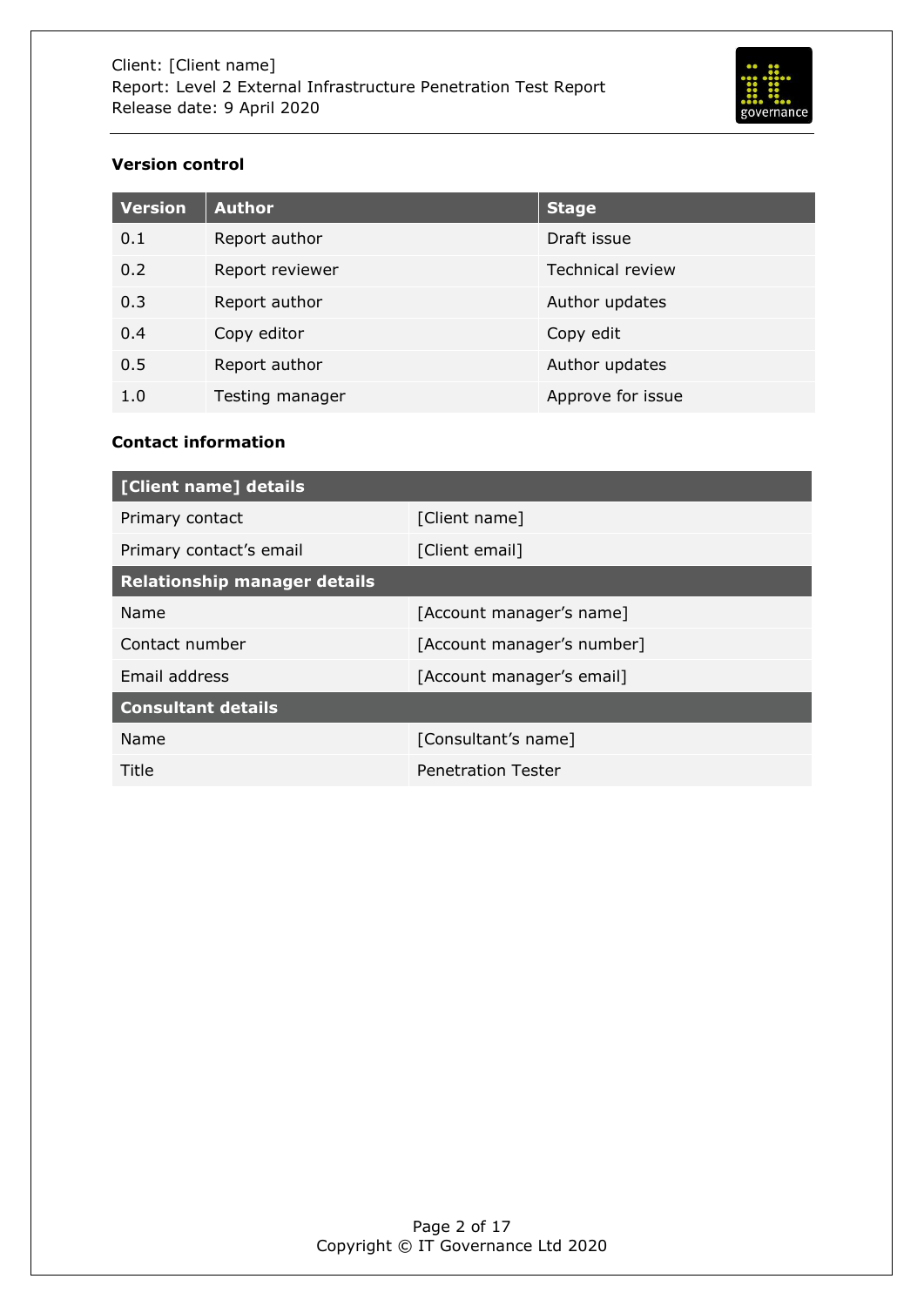**Version control**

| Version | Author | Stage |
|---|---|---|
| 0.1 | Report author | Draft issue |
| 0.2 | Report reviewer | Technical review |
| 0.3 | Report author | Author updates |
| 0.4 | Copy editor | Copy edit |
| 0.5 | Report author | Author updates |
| 1.0 | Testing manager | Approve for issue |

**Contact information**

| [Client name] details | |
|---|---|
| Primary contact | [Client name] |
| Primary contact's email | [Client email] |
| **Relationship manager details** | |
| Name | [Account manager's name] |
| Contact number | [Account manager's number] |
| Email address | [Account manager's email] |
| **Consultant details** | |
| Name | [Consultant's name] |
| Title | Penetration Tester |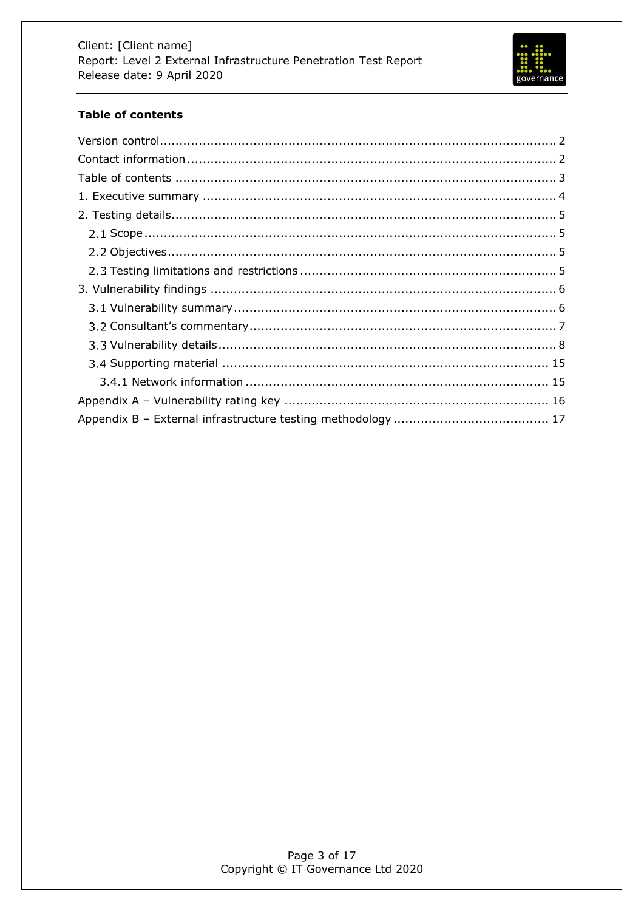**Table of contents**

Version control ............................................................. 2
Contact information ......................................................... 2
Table of contents ........................................................... 3
1. Executive summary ........................................................ 4
2. Testing details .......................................................... 5
  2.1 Scope .................................................................. 5
  2.2 Objectives ............................................................. 5
  2.3 Testing limitations and restrictions ................................... 5
3. Vulnerability findings ................................................... 6
  3.1 Vulnerability summary .................................................. 6
  3.2 Consultant's commentary ................................................ 7
  3.3 Vulnerability details .................................................. 8
  3.4 Supporting material .................................................... 15
    3.4.1 Network information ................................................ 15
Appendix A – Vulnerability rating key ....................................... 16
Appendix B – External infrastructure testing methodology .................... 17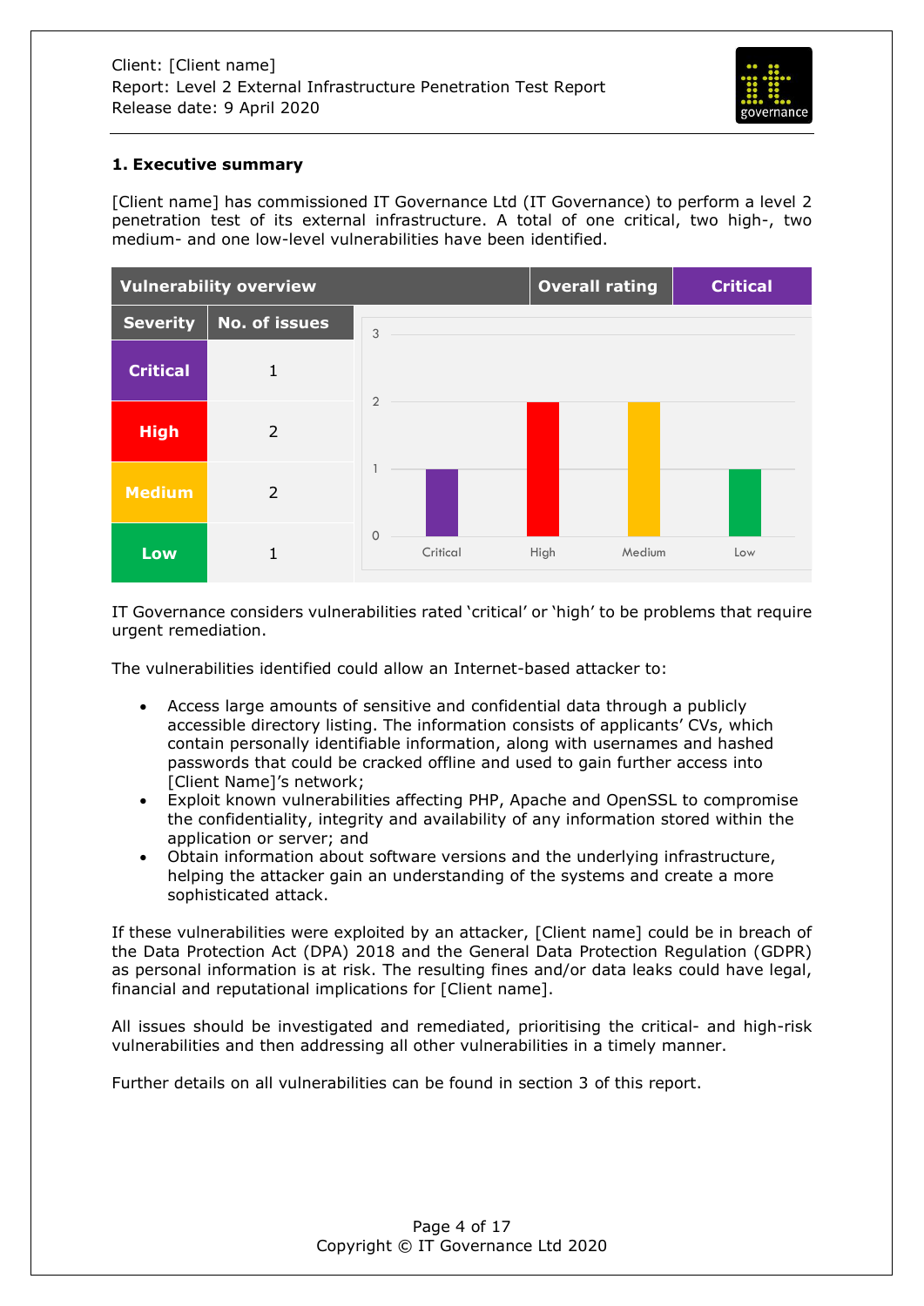## 1. Executive summary

[Client name] has commissioned IT Governance Ltd (IT Governance) to perform a level 2 penetration test of its external infrastructure. A total of one critical, two high-, two medium- and one low-level vulnerabilities have been identified.

| Vulnerability overview | | Overall rating | Critical |
|---|---|---|---|
| **Severity** | **No. of issues** | | |
| **Critical** | 1 | | |
| **High** | 2 | | |
| **Medium** | 2 | | |
| **Low** | 1 | | |

IT Governance considers vulnerabilities rated 'critical' or 'high' to be problems that require urgent remediation.

The vulnerabilities identified could allow an Internet-based attacker to:

- Access large amounts of sensitive and confidential data through a publicly accessible directory listing. The information consists of applicants' CVs, which contain personally identifiable information, along with usernames and hashed passwords that could be cracked offline and used to gain further access into [Client Name]'s network;
- Exploit known vulnerabilities affecting PHP, Apache and OpenSSL to compromise the confidentiality, integrity and availability of any information stored within the application or server; and
- Obtain information about software versions and the underlying infrastructure, helping the attacker gain an understanding of the systems and create a more sophisticated attack.

If these vulnerabilities were exploited by an attacker, [Client name] could be in breach of the Data Protection Act (DPA) 2018 and the General Data Protection Regulation (GDPR) as personal information is at risk. The resulting fines and/or data leaks could have legal, financial and reputational implications for [Client name].

All issues should be investigated and remediated, prioritising the critical- and high-risk vulnerabilities and then addressing all other vulnerabilities in a timely manner.

Further details on all vulnerabilities can be found in section 3 of this report.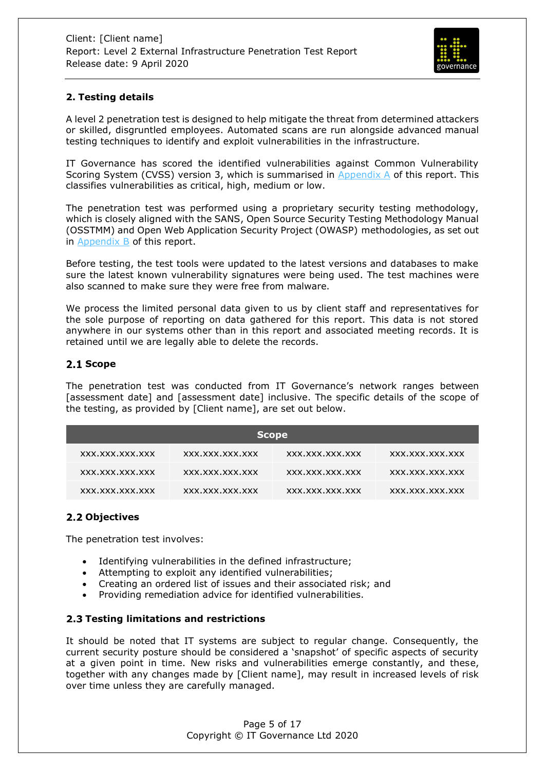## 2. Testing details

A level 2 penetration test is designed to help mitigate the threat from determined attackers or skilled, disgruntled employees. Automated scans are run alongside advanced manual testing techniques to identify and exploit vulnerabilities in the infrastructure.

IT Governance has scored the identified vulnerabilities against Common Vulnerability Scoring System (CVSS) version 3, which is summarised in Appendix A of this report. This classifies vulnerabilities as critical, high, medium or low.

The penetration test was performed using a proprietary security testing methodology, which is closely aligned with the SANS, Open Source Security Testing Methodology Manual (OSSTMM) and Open Web Application Security Project (OWASP) methodologies, as set out in Appendix B of this report.

Before testing, the test tools were updated to the latest versions and databases to make sure the latest known vulnerability signatures were being used. The test machines were also scanned to make sure they were free from malware.

We process the limited personal data given to us by client staff and representatives for the sole purpose of reporting on data gathered for this report. This data is not stored anywhere in our systems other than in this report and associated meeting records. It is retained until we are legally able to delete the records.

### 2.1 Scope

The penetration test was conducted from IT Governance's network ranges between [assessment date] and [assessment date] inclusive. The specific details of the scope of the testing, as provided by [Client name], are set out below.

| Scope | | | |
|---|---|---|---|
| xxx.xxx.xxx.xxx | xxx.xxx.xxx.xxx | xxx.xxx.xxx.xxx | xxx.xxx.xxx.xxx |
| xxx.xxx.xxx.xxx | xxx.xxx.xxx.xxx | xxx.xxx.xxx.xxx | xxx.xxx.xxx.xxx |
| xxx.xxx.xxx.xxx | xxx.xxx.xxx.xxx | xxx.xxx.xxx.xxx | xxx.xxx.xxx.xxx |

### 2.2 Objectives

The penetration test involves:

- Identifying vulnerabilities in the defined infrastructure;
- Attempting to exploit any identified vulnerabilities;
- Creating an ordered list of issues and their associated risk; and
- Providing remediation advice for identified vulnerabilities.

### 2.3 Testing limitations and restrictions

It should be noted that IT systems are subject to regular change. Consequently, the current security posture should be considered a 'snapshot' of specific aspects of security at a given point in time. New risks and vulnerabilities emerge constantly, and these, together with any changes made by [Client name], may result in increased levels of risk over time unless they are carefully managed.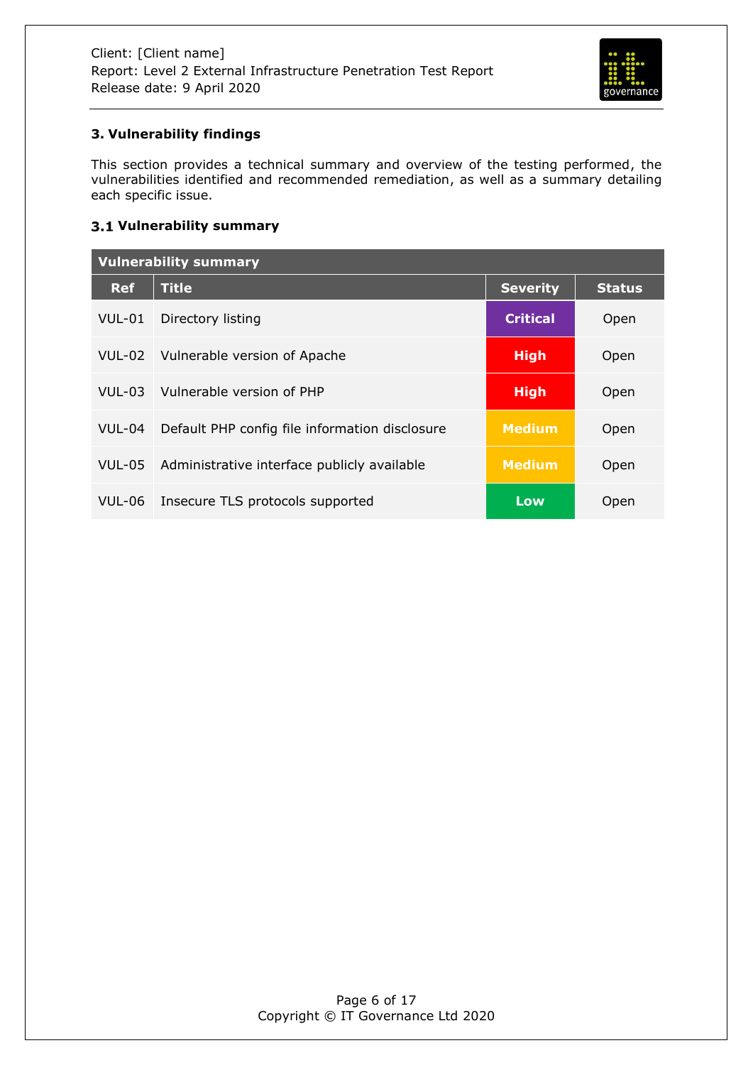## 3. Vulnerability findings

This section provides a technical summary and overview of the testing performed, the vulnerabilities identified and recommended remediation, as well as a summary detailing each specific issue.

### 3.1 Vulnerability summary

| Vulnerability summary | | | |
|---|---|---|---|
| **Ref** | **Title** | **Severity** | **Status** |
| VUL-01 | Directory listing | **Critical** | Open |
| VUL-02 | Vulnerable version of Apache | **High** | Open |
| VUL-03 | Vulnerable version of PHP | **High** | Open |
| VUL-04 | Default PHP config file information disclosure | **Medium** | Open |
| VUL-05 | Administrative interface publicly available | **Medium** | Open |
| VUL-06 | Insecure TLS protocols supported | **Low** | Open |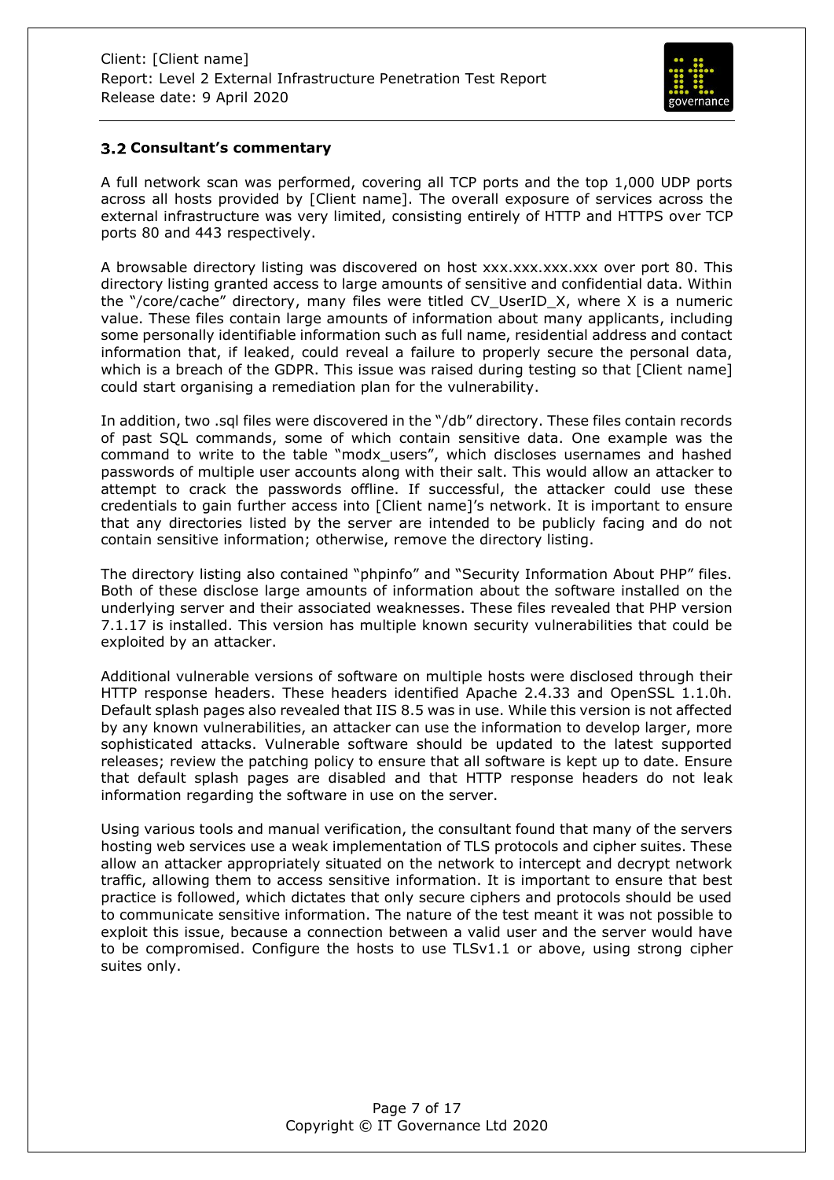### 3.2 Consultant's commentary

A full network scan was performed, covering all TCP ports and the top 1,000 UDP ports across all hosts provided by [Client name]. The overall exposure of services across the external infrastructure was very limited, consisting entirely of HTTP and HTTPS over TCP ports 80 and 443 respectively.

A browsable directory listing was discovered on host xxx.xxx.xxx.xxx over port 80. This directory listing granted access to large amounts of sensitive and confidential data. Within the "/core/cache" directory, many files were titled CV_UserID_X, where X is a numeric value. These files contain large amounts of information about many applicants, including some personally identifiable information such as full name, residential address and contact information that, if leaked, could reveal a failure to properly secure the personal data, which is a breach of the GDPR. This issue was raised during testing so that [Client name] could start organising a remediation plan for the vulnerability.

In addition, two .sql files were discovered in the "/db" directory. These files contain records of past SQL commands, some of which contain sensitive data. One example was the command to write to the table "modx_users", which discloses usernames and hashed passwords of multiple user accounts along with their salt. This would allow an attacker to attempt to crack the passwords offline. If successful, the attacker could use these credentials to gain further access into [Client name]'s network. It is important to ensure that any directories listed by the server are intended to be publicly facing and do not contain sensitive information; otherwise, remove the directory listing.

The directory listing also contained "phpinfo" and "Security Information About PHP" files. Both of these disclose large amounts of information about the software installed on the underlying server and their associated weaknesses. These files revealed that PHP version 7.1.17 is installed. This version has multiple known security vulnerabilities that could be exploited by an attacker.

Additional vulnerable versions of software on multiple hosts were disclosed through their HTTP response headers. These headers identified Apache 2.4.33 and OpenSSL 1.1.0h. Default splash pages also revealed that IIS 8.5 was in use. While this version is not affected by any known vulnerabilities, an attacker can use the information to develop larger, more sophisticated attacks. Vulnerable software should be updated to the latest supported releases; review the patching policy to ensure that all software is kept up to date. Ensure that default splash pages are disabled and that HTTP response headers do not leak information regarding the software in use on the server.

Using various tools and manual verification, the consultant found that many of the servers hosting web services use a weak implementation of TLS protocols and cipher suites. These allow an attacker appropriately situated on the network to intercept and decrypt network traffic, allowing them to access sensitive information. It is important to ensure that best practice is followed, which dictates that only secure ciphers and protocols should be used to communicate sensitive information. The nature of the test meant it was not possible to exploit this issue, because a connection between a valid user and the server would have to be compromised. Configure the hosts to use TLSv1.1 or above, using strong cipher suites only.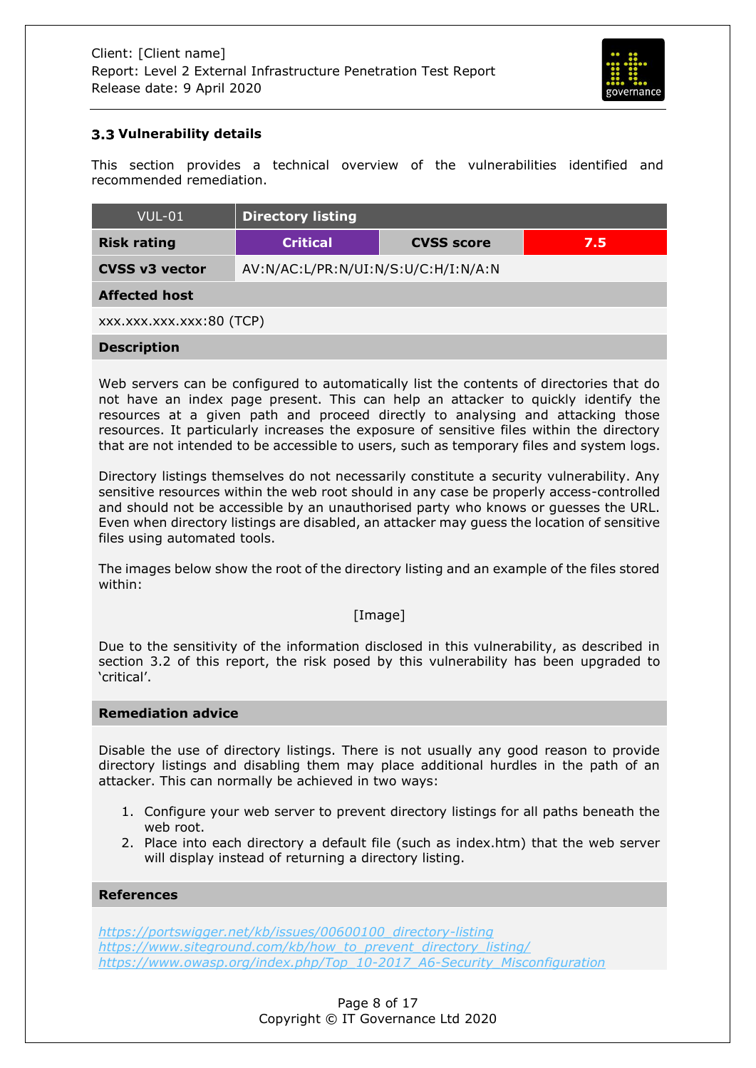### 3.3 Vulnerability details

This section provides a technical overview of the vulnerabilities identified and recommended remediation.

| VUL-01 | **Directory listing** | | |
|---|---|---|---|
| **Risk rating** | **Critical** | **CVSS score** | **7.5** |
| **CVSS v3 vector** | AV:N/AC:L/PR:N/UI:N/S:U/C:H/I:N/A:N | | |

**Affected host**

xxx.xxx.xxx.xxx:80 (TCP)

**Description**

Web servers can be configured to automatically list the contents of directories that do not have an index page present. This can help an attacker to quickly identify the resources at a given path and proceed directly to analysing and attacking those resources. It particularly increases the exposure of sensitive files within the directory that are not intended to be accessible to users, such as temporary files and system logs.

Directory listings themselves do not necessarily constitute a security vulnerability. Any sensitive resources within the web root should in any case be properly access-controlled and should not be accessible by an unauthorised party who knows or guesses the URL. Even when directory listings are disabled, an attacker may guess the location of sensitive files using automated tools.

The images below show the root of the directory listing and an example of the files stored within:

[Image]

Due to the sensitivity of the information disclosed in this vulnerability, as described in section 3.2 of this report, the risk posed by this vulnerability has been upgraded to 'critical'.

**Remediation advice**

Disable the use of directory listings. There is not usually any good reason to provide directory listings and disabling them may place additional hurdles in the path of an attacker. This can normally be achieved in two ways:

1. Configure your web server to prevent directory listings for all paths beneath the web root.
2. Place into each directory a default file (such as index.htm) that the web server will display instead of returning a directory listing.

**References**

https://portswigger.net/kb/issues/00600100_directory-listing
https://www.siteground.com/kb/how_to_prevent_directory_listing/
https://www.owasp.org/index.php/Top_10-2017_A6-Security_Misconfiguration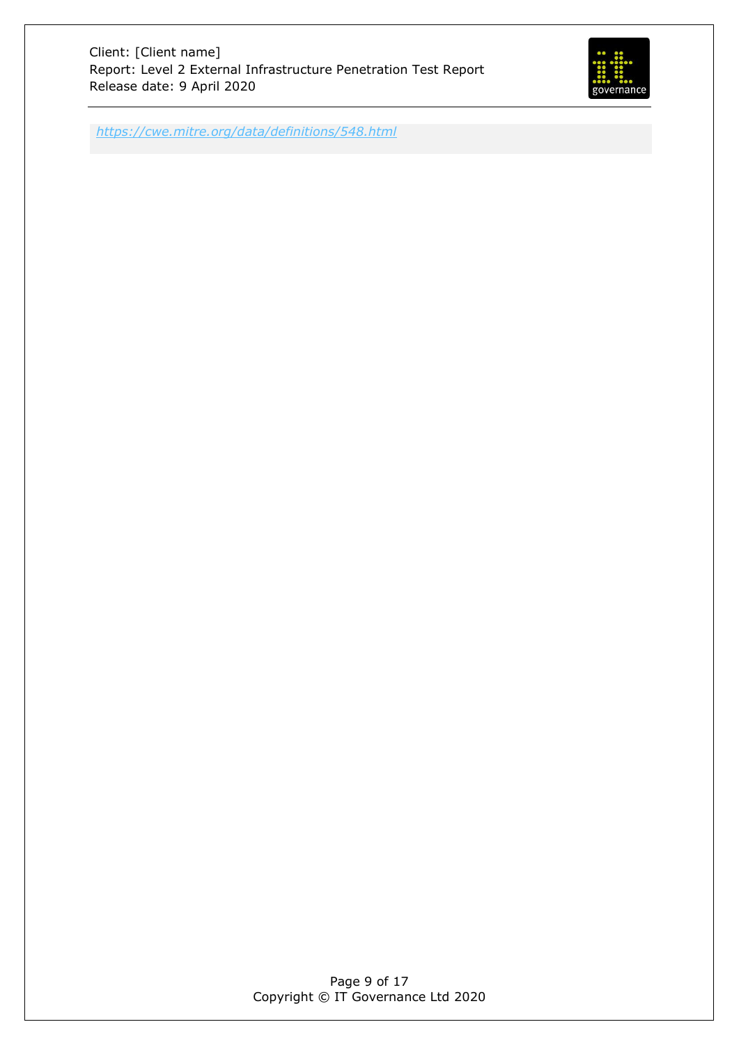*https://cwe.mitre.org/data/definitions/548.html*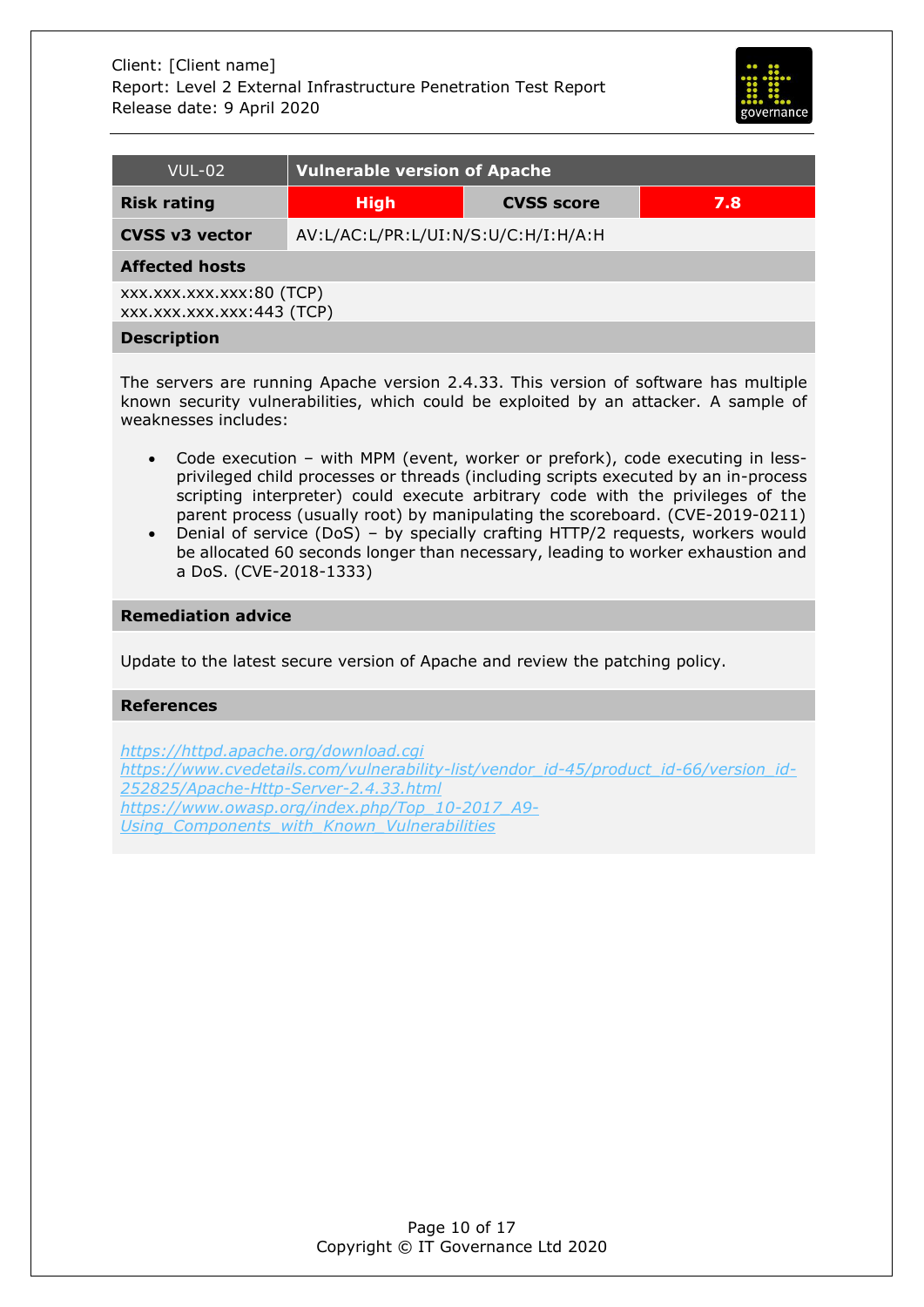| VUL-02 | Vulnerable version of Apache | | |
|---|---|---|---|
| **Risk rating** | **High** | **CVSS score** | **7.8** |
| **CVSS v3 vector** | AV:L/AC:L/PR:L/UI:N/S:U/C:H/I:H/A:H | | |

**Affected hosts**

xxx.xxx.xxx.xxx:80 (TCP)
xxx.xxx.xxx.xxx:443 (TCP)

**Description**

The servers are running Apache version 2.4.33. This version of software has multiple known security vulnerabilities, which could be exploited by an attacker. A sample of weaknesses includes:

- Code execution – with MPM (event, worker or prefork), code executing in less-privileged child processes or threads (including scripts executed by an in-process scripting interpreter) could execute arbitrary code with the privileges of the parent process (usually root) by manipulating the scoreboard. (CVE-2019-0211)
- Denial of service (DoS) – by specially crafting HTTP/2 requests, workers would be allocated 60 seconds longer than necessary, leading to worker exhaustion and a DoS. (CVE-2018-1333)

**Remediation advice**

Update to the latest secure version of Apache and review the patching policy.

**References**

https://httpd.apache.org/download.cgi
https://www.cvedetails.com/vulnerability-list/vendor_id-45/product_id-66/version_id-252825/Apache-Http-Server-2.4.33.html
https://www.owasp.org/index.php/Top_10-2017_A9-Using_Components_with_Known_Vulnerabilities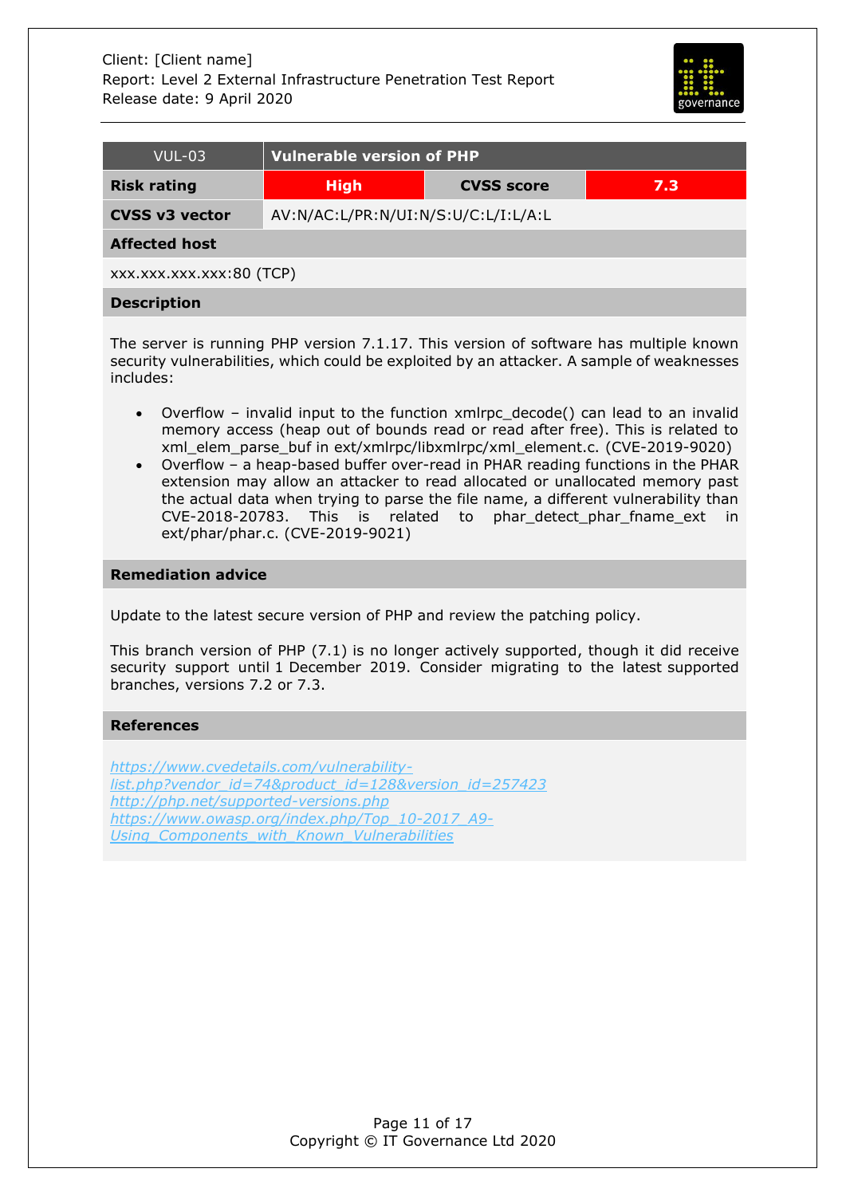| VUL-03 | Vulnerable version of PHP | | |
|---|---|---|---|
| **Risk rating** | **High** | **CVSS score** | **7.3** |
| **CVSS v3 vector** | AV:N/AC:L/PR:N/UI:N/S:U/C:L/I:L/A:L | | |

**Affected host**

xxx.xxx.xxx.xxx:80 (TCP)

**Description**

The server is running PHP version 7.1.17. This version of software has multiple known security vulnerabilities, which could be exploited by an attacker. A sample of weaknesses includes:

- Overflow – invalid input to the function xmlrpc_decode() can lead to an invalid memory access (heap out of bounds read or read after free). This is related to xml_elem_parse_buf in ext/xmlrpc/libxmlrpc/xml_element.c. (CVE-2019-9020)
- Overflow – a heap-based buffer over-read in PHAR reading functions in the PHAR extension may allow an attacker to read allocated or unallocated memory past the actual data when trying to parse the file name, a different vulnerability than CVE-2018-20783. This is related to phar_detect_phar_fname_ext in ext/phar/phar.c. (CVE-2019-9021)

**Remediation advice**

Update to the latest secure version of PHP and review the patching policy.

This branch version of PHP (7.1) is no longer actively supported, though it did receive security support until 1 December 2019. Consider migrating to the latest supported branches, versions 7.2 or 7.3.

**References**

https://www.cvedetails.com/vulnerability-list.php?vendor_id=74&product_id=128&version_id=257423
http://php.net/supported-versions.php
https://www.owasp.org/index.php/Top_10-2017_A9-Using_Components_with_Known_Vulnerabilities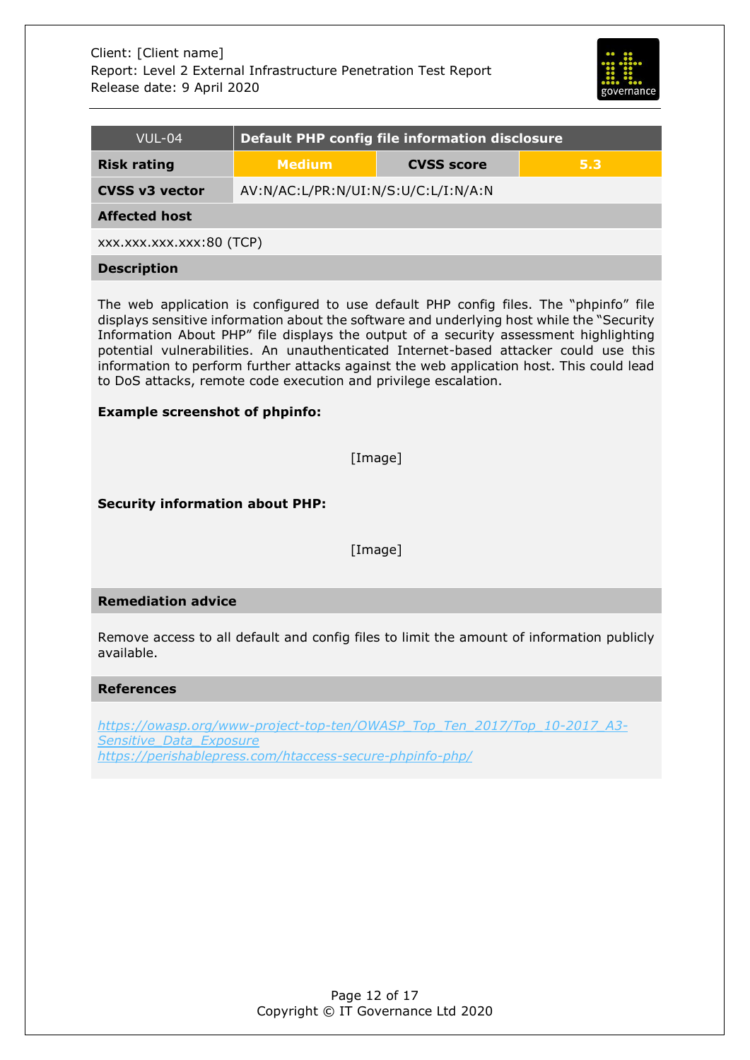| VUL-04 | **Default PHP config file information disclosure** | | |
|---|---|---|---|
| **Risk rating** | **Medium** | **CVSS score** | **5.3** |
| **CVSS v3 vector** | AV:N/AC:L/PR:N/UI:N/S:U/C:L/I:N/A:N | | |

**Affected host**

xxx.xxx.xxx.xxx:80 (TCP)

**Description**

The web application is configured to use default PHP config files. The "phpinfo" file displays sensitive information about the software and underlying host while the "Security Information About PHP" file displays the output of a security assessment highlighting potential vulnerabilities. An unauthenticated Internet-based attacker could use this information to perform further attacks against the web application host. This could lead to DoS attacks, remote code execution and privilege escalation.

**Example screenshot of phpinfo:**

[Image]

**Security information about PHP:**

[Image]

**Remediation advice**

Remove access to all default and config files to limit the amount of information publicly available.

**References**

*https://owasp.org/www-project-top-ten/OWASP_Top_Ten_2017/Top_10-2017_A3-Sensitive_Data_Exposure*
*https://perishablepress.com/htaccess-secure-phpinfo-php/*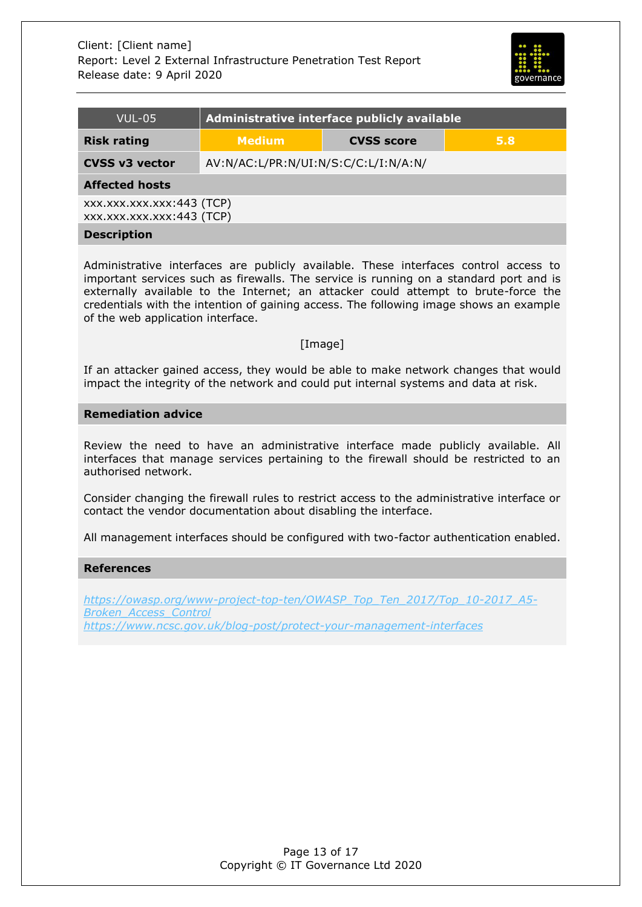| VUL-05 | Administrative interface publicly available | | |
|---|---|---|---|
| **Risk rating** | **Medium** | **CVSS score** | **5.8** |
| **CVSS v3 vector** | AV:N/AC:L/PR:N/UI:N/S:C/C:L/I:N/A:N/ | | |

**Affected hosts**

xxx.xxx.xxx.xxx:443 (TCP)
xxx.xxx.xxx.xxx:443 (TCP)

**Description**

Administrative interfaces are publicly available. These interfaces control access to important services such as firewalls. The service is running on a standard port and is externally available to the Internet; an attacker could attempt to brute-force the credentials with the intention of gaining access. The following image shows an example of the web application interface.

[Image]

If an attacker gained access, they would be able to make network changes that would impact the integrity of the network and could put internal systems and data at risk.

**Remediation advice**

Review the need to have an administrative interface made publicly available. All interfaces that manage services pertaining to the firewall should be restricted to an authorised network.

Consider changing the firewall rules to restrict access to the administrative interface or contact the vendor documentation about disabling the interface.

All management interfaces should be configured with two-factor authentication enabled.

**References**

*https://owasp.org/www-project-top-ten/OWASP_Top_Ten_2017/Top_10-2017_A5-Broken_Access_Control*
*https://www.ncsc.gov.uk/blog-post/protect-your-management-interfaces*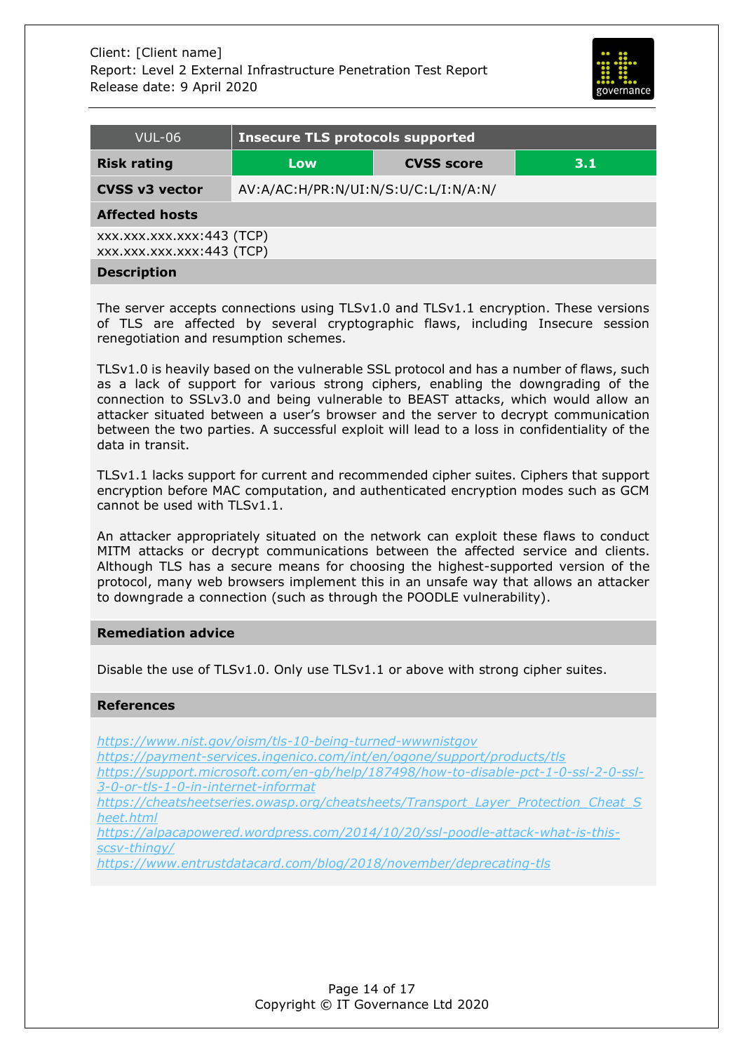| VUL-06 | Insecure TLS protocols supported | | |
|---|---|---|---|
| **Risk rating** | Low | **CVSS score** | 3.1 |
| **CVSS v3 vector** | AV:A/AC:H/PR:N/UI:N/S:U/C:L/I:N/A:N/ | | |

**Affected hosts**

xxx.xxx.xxx.xxx:443 (TCP)
xxx.xxx.xxx.xxx:443 (TCP)

**Description**

The server accepts connections using TLSv1.0 and TLSv1.1 encryption. These versions of TLS are affected by several cryptographic flaws, including Insecure session renegotiation and resumption schemes.

TLSv1.0 is heavily based on the vulnerable SSL protocol and has a number of flaws, such as a lack of support for various strong ciphers, enabling the downgrading of the connection to SSLv3.0 and being vulnerable to BEAST attacks, which would allow an attacker situated between a user's browser and the server to decrypt communication between the two parties. A successful exploit will lead to a loss in confidentiality of the data in transit.

TLSv1.1 lacks support for current and recommended cipher suites. Ciphers that support encryption before MAC computation, and authenticated encryption modes such as GCM cannot be used with TLSv1.1.

An attacker appropriately situated on the network can exploit these flaws to conduct MITM attacks or decrypt communications between the affected service and clients. Although TLS has a secure means for choosing the highest-supported version of the protocol, many web browsers implement this in an unsafe way that allows an attacker to downgrade a connection (such as through the POODLE vulnerability).

**Remediation advice**

Disable the use of TLSv1.0. Only use TLSv1.1 or above with strong cipher suites.

**References**

https://www.nist.gov/oism/tls-10-being-turned-wwwnistgov
https://payment-services.ingenico.com/int/en/ogone/support/products/tls
https://support.microsoft.com/en-gb/help/187498/how-to-disable-pct-1-0-ssl-2-0-ssl-3-0-or-tls-1-0-in-internet-informat
https://cheatsheetseries.owasp.org/cheatsheets/Transport_Layer_Protection_Cheat_Sheet.html
https://alpacapowered.wordpress.com/2014/10/20/ssl-poodle-attack-what-is-this-scsv-thingy/
https://www.entrustdatacard.com/blog/2018/november/deprecating-tls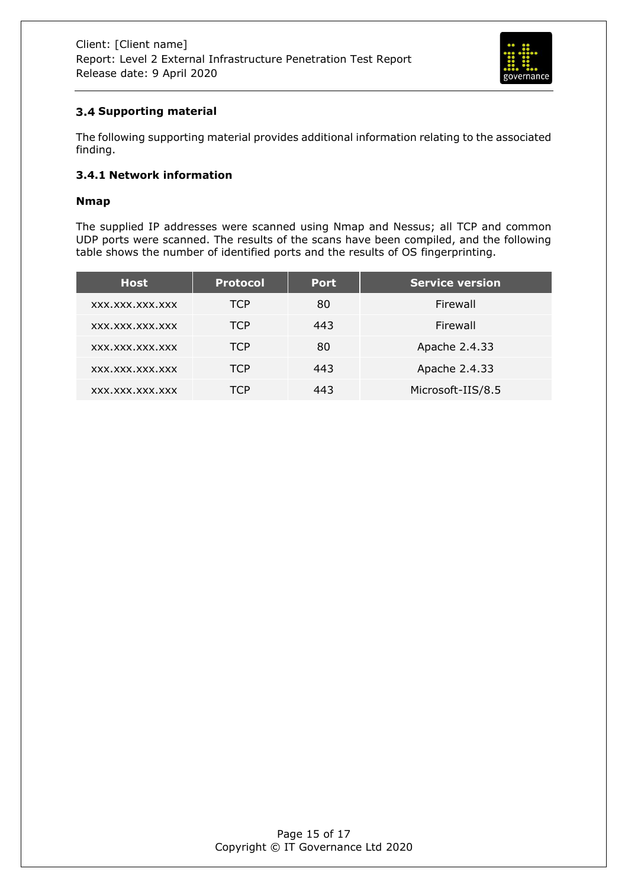## 3.4 Supporting material

The following supporting material provides additional information relating to the associated finding.

### 3.4.1 Network information

**Nmap**

The supplied IP addresses were scanned using Nmap and Nessus; all TCP and common UDP ports were scanned. The results of the scans have been compiled, and the following table shows the number of identified ports and the results of OS fingerprinting.

| Host | Protocol | Port | Service version |
|---|---|---|---|
| xxx.xxx.xxx.xxx | TCP | 80 | Firewall |
| xxx.xxx.xxx.xxx | TCP | 443 | Firewall |
| xxx.xxx.xxx.xxx | TCP | 80 | Apache 2.4.33 |
| xxx.xxx.xxx.xxx | TCP | 443 | Apache 2.4.33 |
| xxx.xxx.xxx.xxx | TCP | 443 | Microsoft-IIS/8.5 |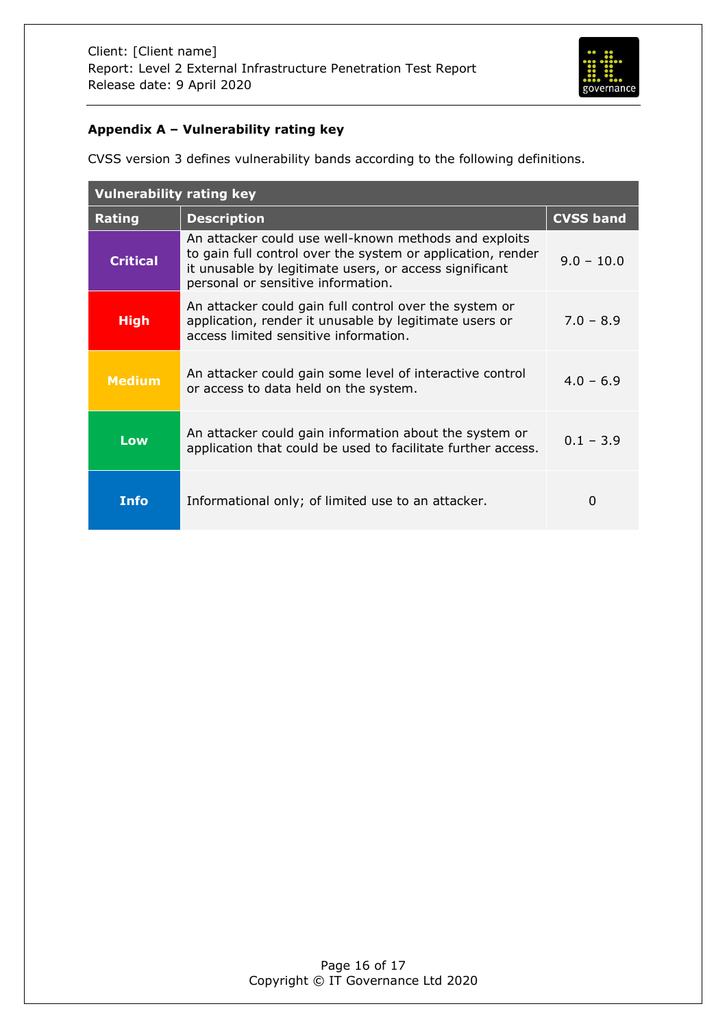## Appendix A – Vulnerability rating key

CVSS version 3 defines vulnerability bands according to the following definitions.

| Vulnerability rating key | | |
|---|---|---|
| **Rating** | **Description** | **CVSS band** |
| **Critical** | An attacker could use well-known methods and exploits to gain full control over the system or application, render it unusable by legitimate users, or access significant personal or sensitive information. | 9.0 – 10.0 |
| **High** | An attacker could gain full control over the system or application, render it unusable by legitimate users or access limited sensitive information. | 7.0 – 8.9 |
| **Medium** | An attacker could gain some level of interactive control or access to data held on the system. | 4.0 – 6.9 |
| **Low** | An attacker could gain information about the system or application that could be used to facilitate further access. | 0.1 – 3.9 |
| **Info** | Informational only; of limited use to an attacker. | 0 |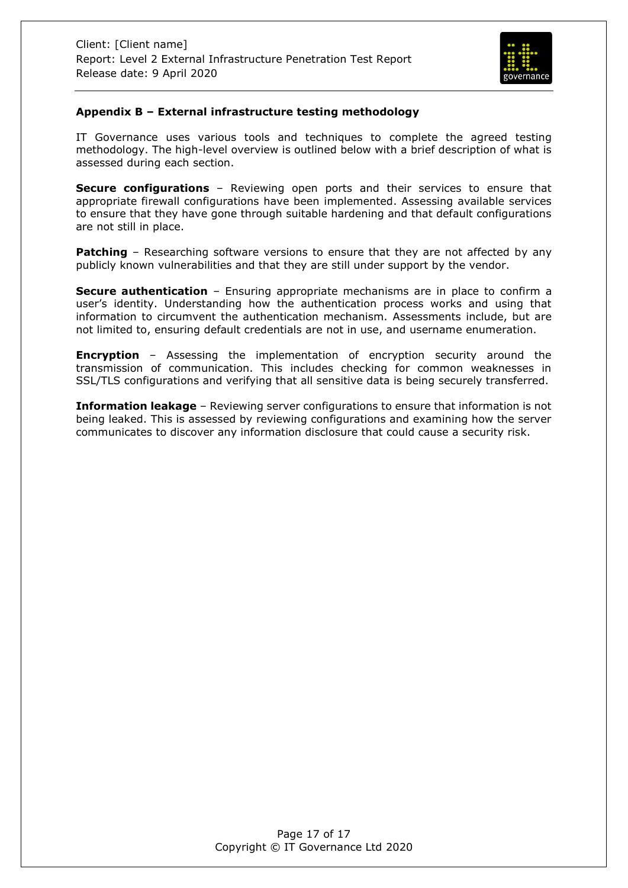## Appendix B – External infrastructure testing methodology

IT Governance uses various tools and techniques to complete the agreed testing methodology. The high-level overview is outlined below with a brief description of what is assessed during each section.

**Secure configurations** – Reviewing open ports and their services to ensure that appropriate firewall configurations have been implemented. Assessing available services to ensure that they have gone through suitable hardening and that default configurations are not still in place.

**Patching** – Researching software versions to ensure that they are not affected by any publicly known vulnerabilities and that they are still under support by the vendor.

**Secure authentication** – Ensuring appropriate mechanisms are in place to confirm a user's identity. Understanding how the authentication process works and using that information to circumvent the authentication mechanism. Assessments include, but are not limited to, ensuring default credentials are not in use, and username enumeration.

**Encryption** – Assessing the implementation of encryption security around the transmission of communication. This includes checking for common weaknesses in SSL/TLS configurations and verifying that all sensitive data is being securely transferred.

**Information leakage** – Reviewing server configurations to ensure that information is not being leaked. This is assessed by reviewing configurations and examining how the server communicates to discover any information disclosure that could cause a security risk.